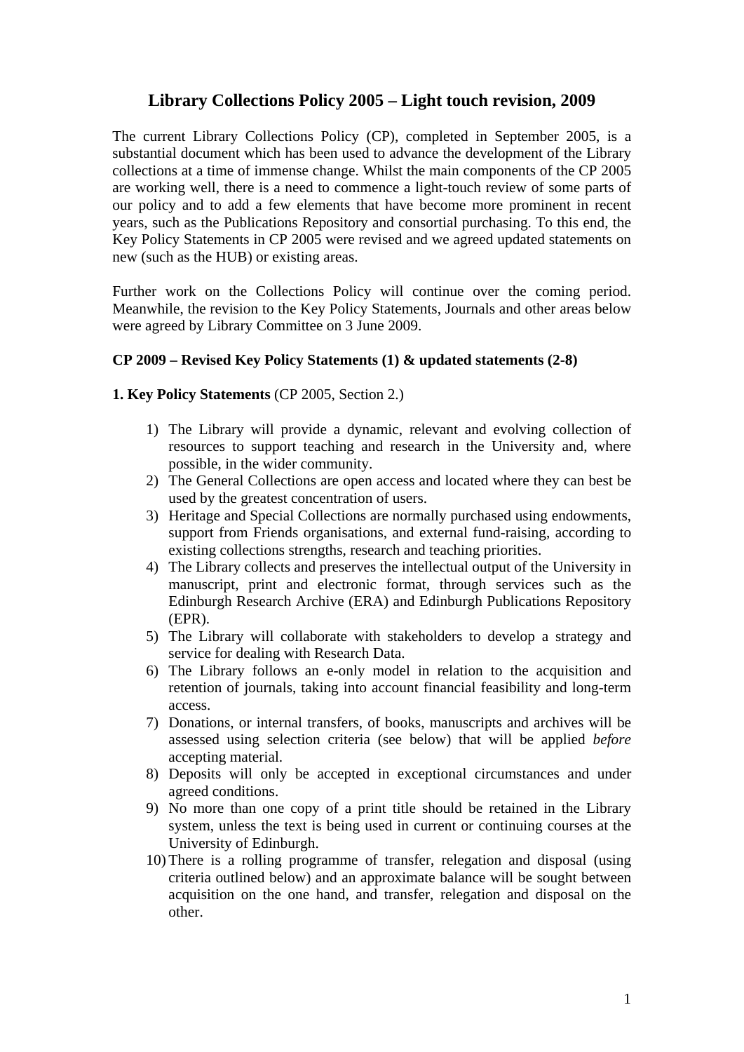# Library Collections Policy 2005 – Light touch revision, 2009

The current Library Collections Policy (CP), completed in September 2005, is a substantial document which has been used to advance the development of the Library collections at a time of immense change. Whilst the main components of the CP 2005 are working well, there is a need to commence a light-touch review of some parts of our policy and to add a few elements that have become more prominent in recent years, such as the Publications Repository and consortial purchasing. To this end, the Key Policy Statements in CP 2005 were revised and we agreed updated statements on new (such as the HUB) or existing areas.

Further work on the Collections Policy will continue over the coming period. Meanwhile, the revision to the Key Policy Statements, Journals and other areas below were agreed by Library Committee on 3 June 2009.

**CP 2009 – Revised Key Policy Statements (1) & updated statements (2-8)**

**1. Key Policy Statements** (CP 2005, Section 2.)

1) The Library will provide a dynamic, relevant and evolving collection of resources to support teaching and research in the University and, where possible, in the wider community.
2) The General Collections are open access and located where they can best be used by the greatest concentration of users.
3) Heritage and Special Collections are normally purchased using endowments, support from Friends organisations, and external fund-raising, according to existing collections strengths, research and teaching priorities.
4) The Library collects and preserves the intellectual output of the University in manuscript, print and electronic format, through services such as the Edinburgh Research Archive (ERA) and Edinburgh Publications Repository (EPR).
5) The Library will collaborate with stakeholders to develop a strategy and service for dealing with Research Data.
6) The Library follows an e-only model in relation to the acquisition and retention of journals, taking into account financial feasibility and long-term access.
7) Donations, or internal transfers, of books, manuscripts and archives will be assessed using selection criteria (see below) that will be applied *before* accepting material.
8) Deposits will only be accepted in exceptional circumstances and under agreed conditions.
9) No more than one copy of a print title should be retained in the Library system, unless the text is being used in current or continuing courses at the University of Edinburgh.
10) There is a rolling programme of transfer, relegation and disposal (using criteria outlined below) and an approximate balance will be sought between acquisition on the one hand, and transfer, relegation and disposal on the other.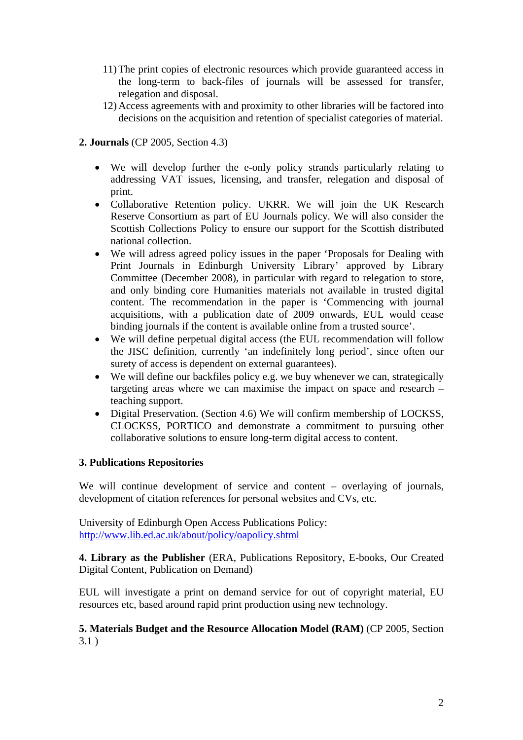11) The print copies of electronic resources which provide guaranteed access in the long-term to back-files of journals will be assessed for transfer, relegation and disposal.
12) Access agreements with and proximity to other libraries will be factored into decisions on the acquisition and retention of specialist categories of material.

**2. Journals** (CP 2005, Section 4.3)

- We will develop further the e-only policy strands particularly relating to addressing VAT issues, licensing, and transfer, relegation and disposal of print.
- Collaborative Retention policy. UKRR. We will join the UK Research Reserve Consortium as part of EU Journals policy. We will also consider the Scottish Collections Policy to ensure our support for the Scottish distributed national collection.
- We will adress agreed policy issues in the paper 'Proposals for Dealing with Print Journals in Edinburgh University Library' approved by Library Committee (December 2008), in particular with regard to relegation to store, and only binding core Humanities materials not available in trusted digital content. The recommendation in the paper is 'Commencing with journal acquisitions, with a publication date of 2009 onwards, EUL would cease binding journals if the content is available online from a trusted source'.
- We will define perpetual digital access (the EUL recommendation will follow the JISC definition, currently 'an indefinitely long period', since often our surety of access is dependent on external guarantees).
- We will define our backfiles policy e.g. we buy whenever we can, strategically targeting areas where we can maximise the impact on space and research – teaching support.
- Digital Preservation. (Section 4.6) We will confirm membership of LOCKSS, CLOCKSS, PORTICO and demonstrate a commitment to pursuing other collaborative solutions to ensure long-term digital access to content.

**3. Publications Repositories**

We will continue development of service and content – overlaying of journals, development of citation references for personal websites and CVs, etc.

University of Edinburgh Open Access Publications Policy:
http://www.lib.ed.ac.uk/about/policy/oapolicy.shtml

**4. Library as the Publisher** (ERA, Publications Repository, E-books, Our Created Digital Content, Publication on Demand)

EUL will investigate a print on demand service for out of copyright material, EU resources etc, based around rapid print production using new technology.

**5. Materials Budget and the Resource Allocation Model (RAM)** (CP 2005, Section 3.1 )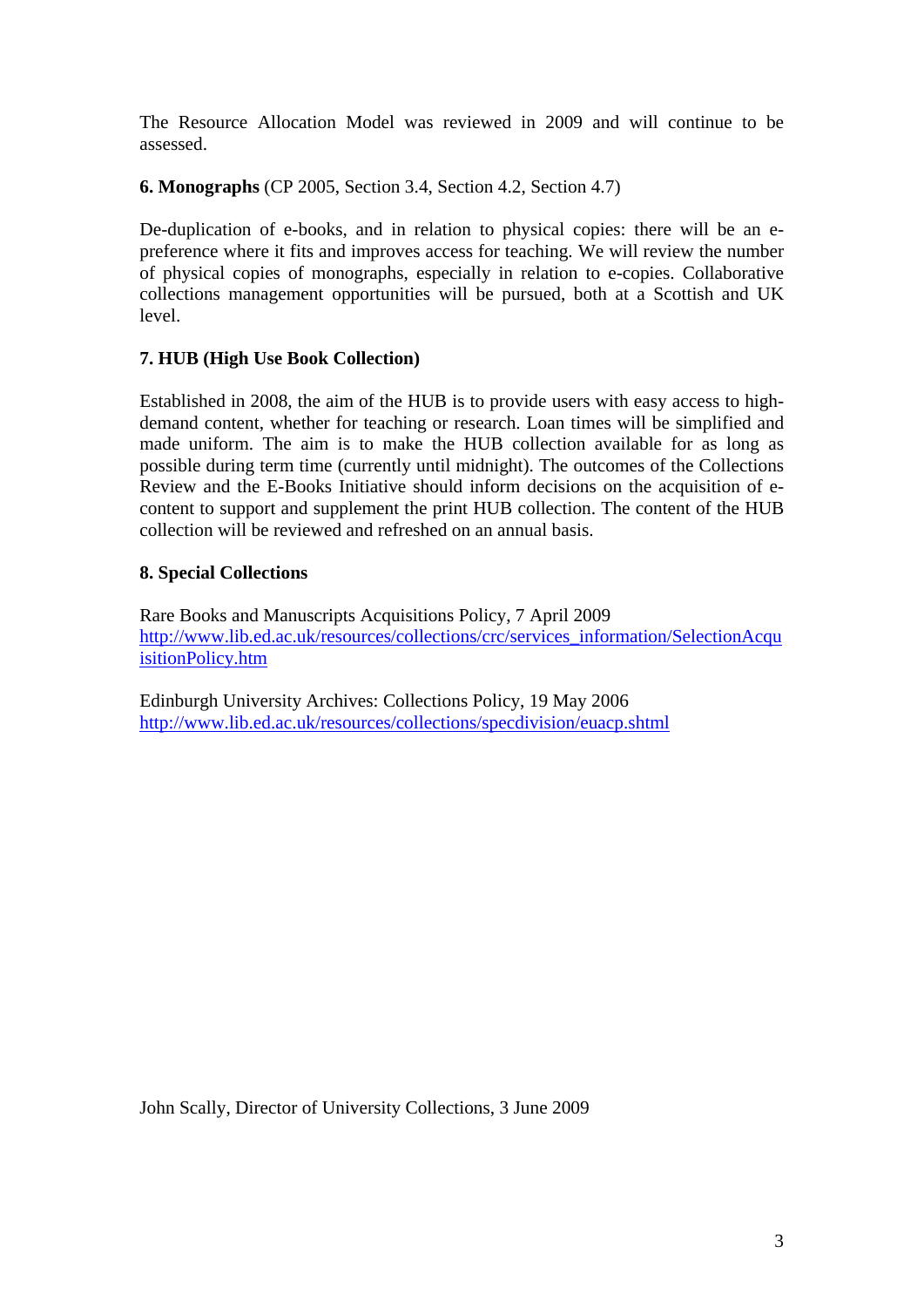The Resource Allocation Model was reviewed in 2009 and will continue to be assessed.

**6. Monographs** (CP 2005, Section 3.4, Section 4.2, Section 4.7)

De-duplication of e-books, and in relation to physical copies: there will be an e-preference where it fits and improves access for teaching. We will review the number of physical copies of monographs, especially in relation to e-copies. Collaborative collections management opportunities will be pursued, both at a Scottish and UK level.

**7. HUB (High Use Book Collection)**

Established in 2008, the aim of the HUB is to provide users with easy access to high-demand content, whether for teaching or research. Loan times will be simplified and made uniform. The aim is to make the HUB collection available for as long as possible during term time (currently until midnight). The outcomes of the Collections Review and the E-Books Initiative should inform decisions on the acquisition of e-content to support and supplement the print HUB collection. The content of the HUB collection will be reviewed and refreshed on an annual basis.

**8. Special Collections**

Rare Books and Manuscripts Acquisitions Policy, 7 April 2009
http://www.lib.ed.ac.uk/resources/collections/crc/services_information/SelectionAcquisitionPolicy.htm

Edinburgh University Archives: Collections Policy, 19 May 2006
http://www.lib.ed.ac.uk/resources/collections/specdivision/euacp.shtml

John Scally, Director of University Collections, 3 June 2009